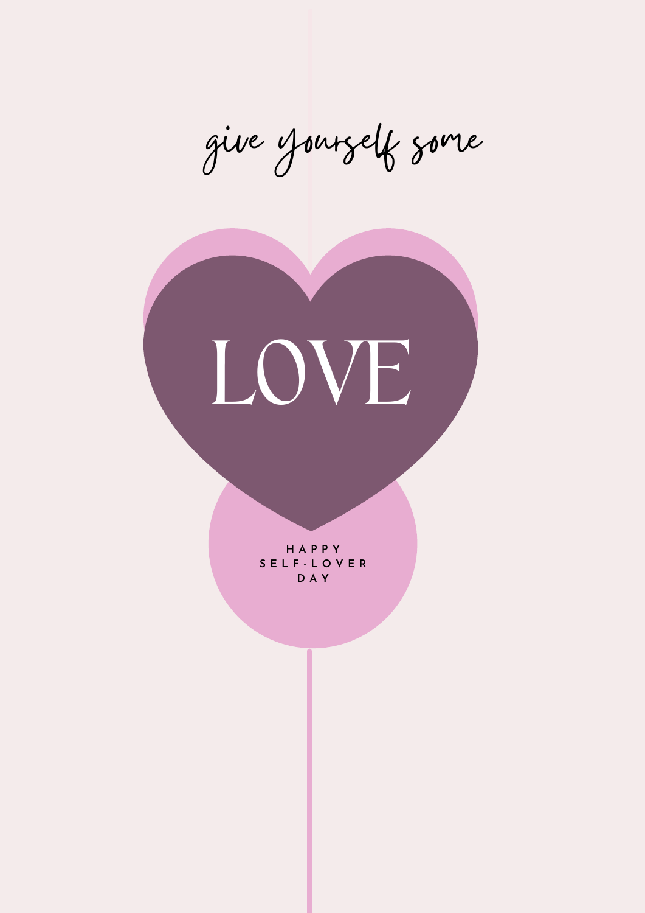*give yourself some*

# LOVE

HAPPY
SELF-LOVER
DAY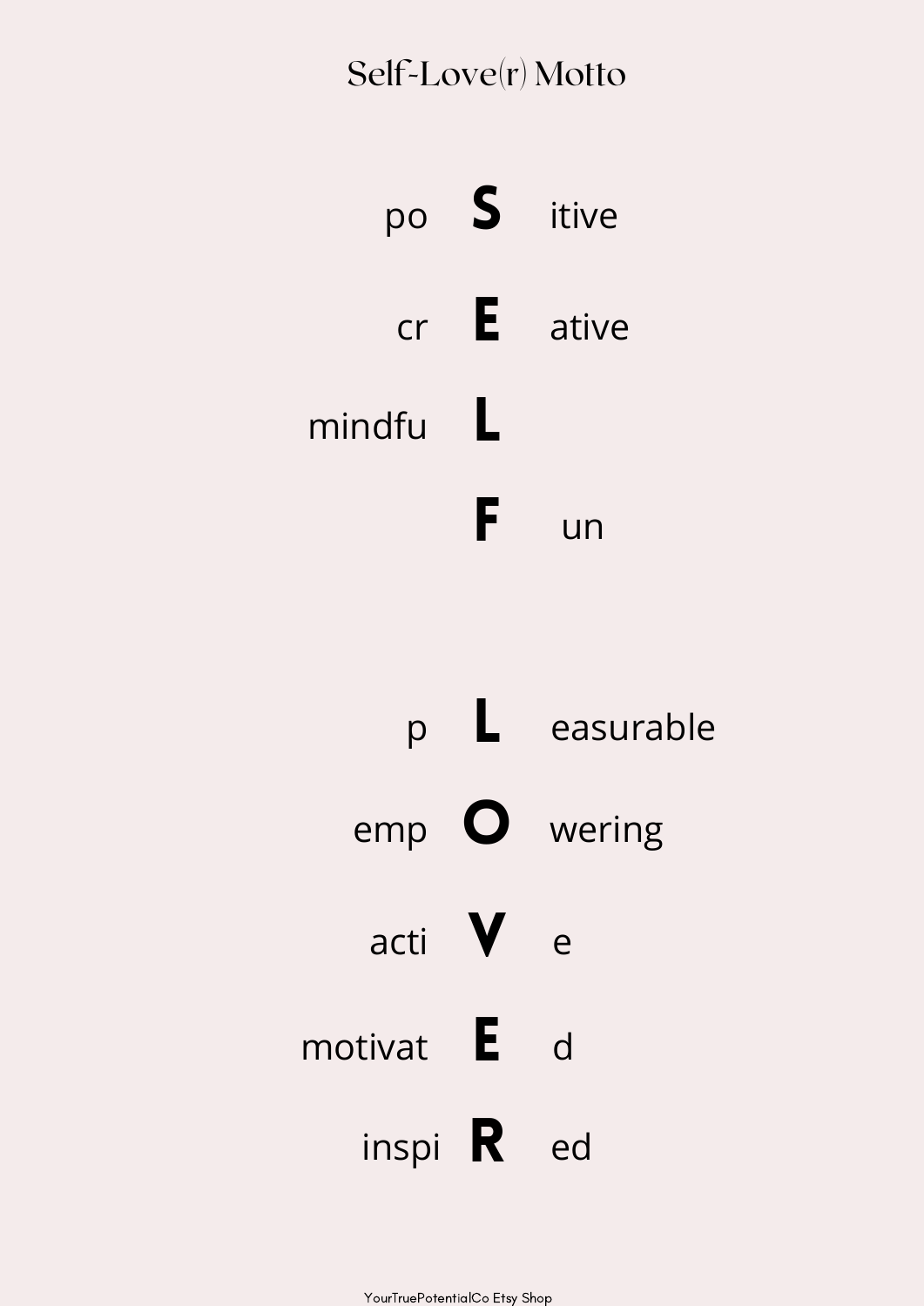# Self-Love(r) Motto

po **S** itive

cr **E** ative

mindfu **L**

**F** un

p **L** easurable

emp **O** wering

acti **V** e

motivat **E** d

inspi **R** ed

YourTruePotentialCo Etsy Shop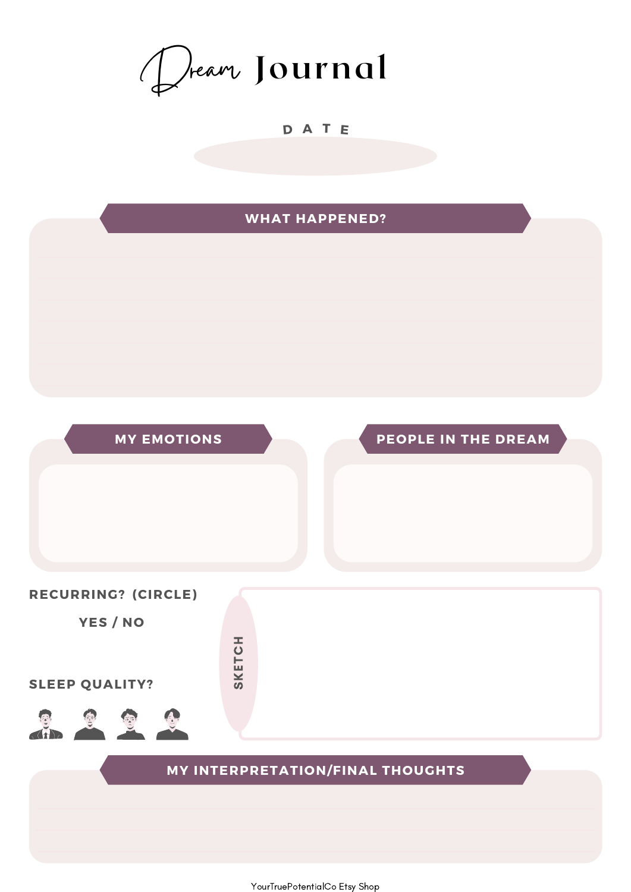# Dream Journal

**DATE**

## WHAT HAPPENED?

## MY EMOTIONS

## PEOPLE IN THE DREAM

**RECURRING? (CIRCLE)**

**YES / NO**

**SLEEP QUALITY?**

**SKETCH**

## MY INTERPRETATION/FINAL THOUGHTS

YourTruePotentialCo Etsy Shop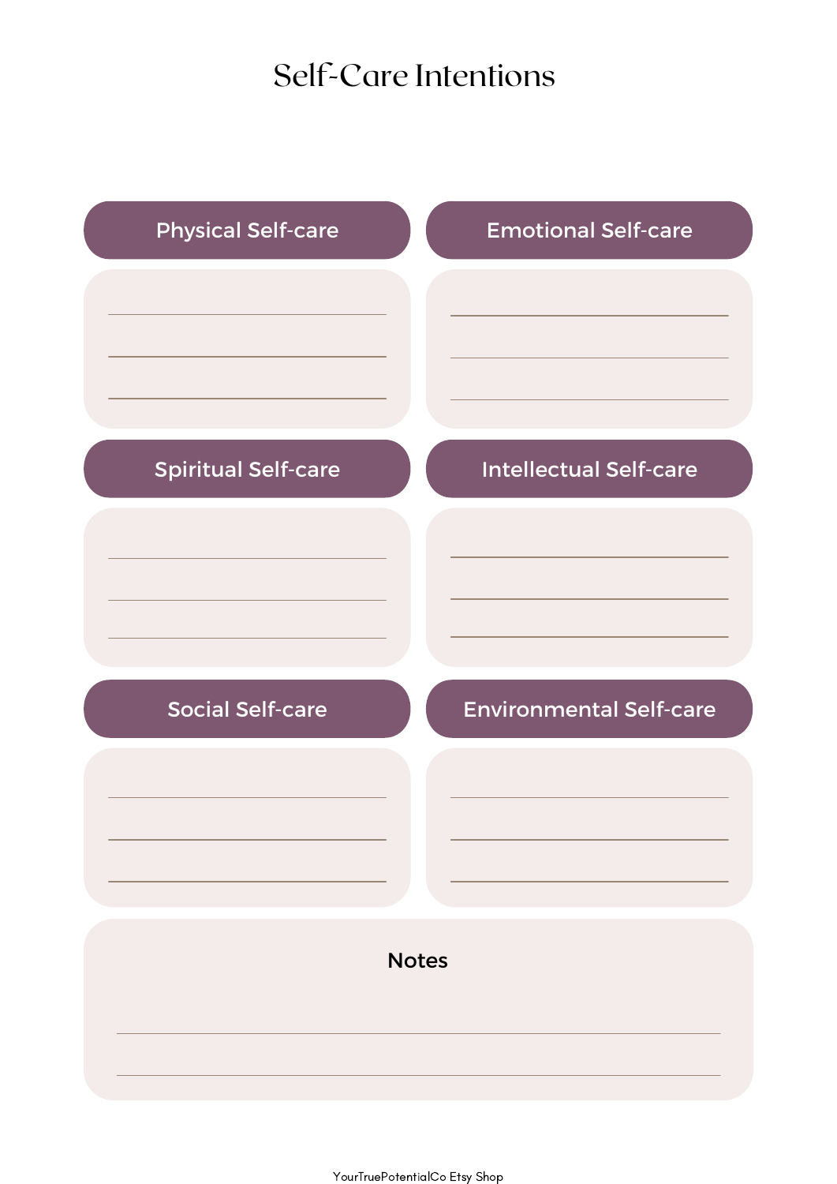# Self-Care Intentions

## Physical Self-care

## Emotional Self-care

## Spiritual Self-care

## Intellectual Self-care

## Social Self-care

## Environmental Self-care

## Notes

YourTruePotentialCo Etsy Shop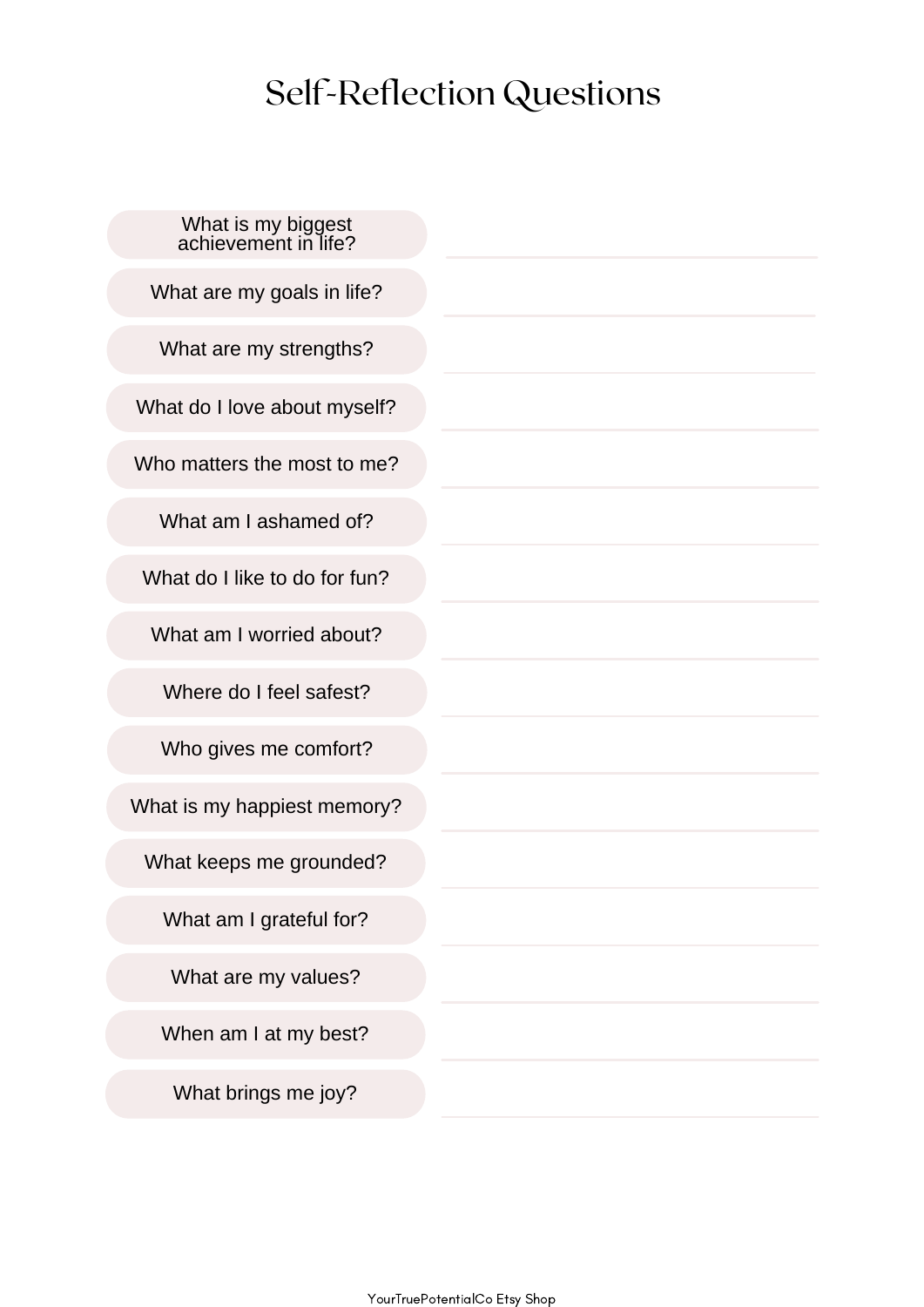# Self-Reflection Questions

| | |
|---|---|
| What is my biggest achievement in life? | |
| What are my goals in life? | |
| What are my strengths? | |
| What do I love about myself? | |
| Who matters the most to me? | |
| What am I ashamed of? | |
| What do I like to do for fun? | |
| What am I worried about? | |
| Where do I feel safest? | |
| Who gives me comfort? | |
| What is my happiest memory? | |
| What keeps me grounded? | |
| What am I grateful for? | |
| What are my values? | |
| When am I at my best? | |
| What brings me joy? | |

YourTruePotentialCo Etsy Shop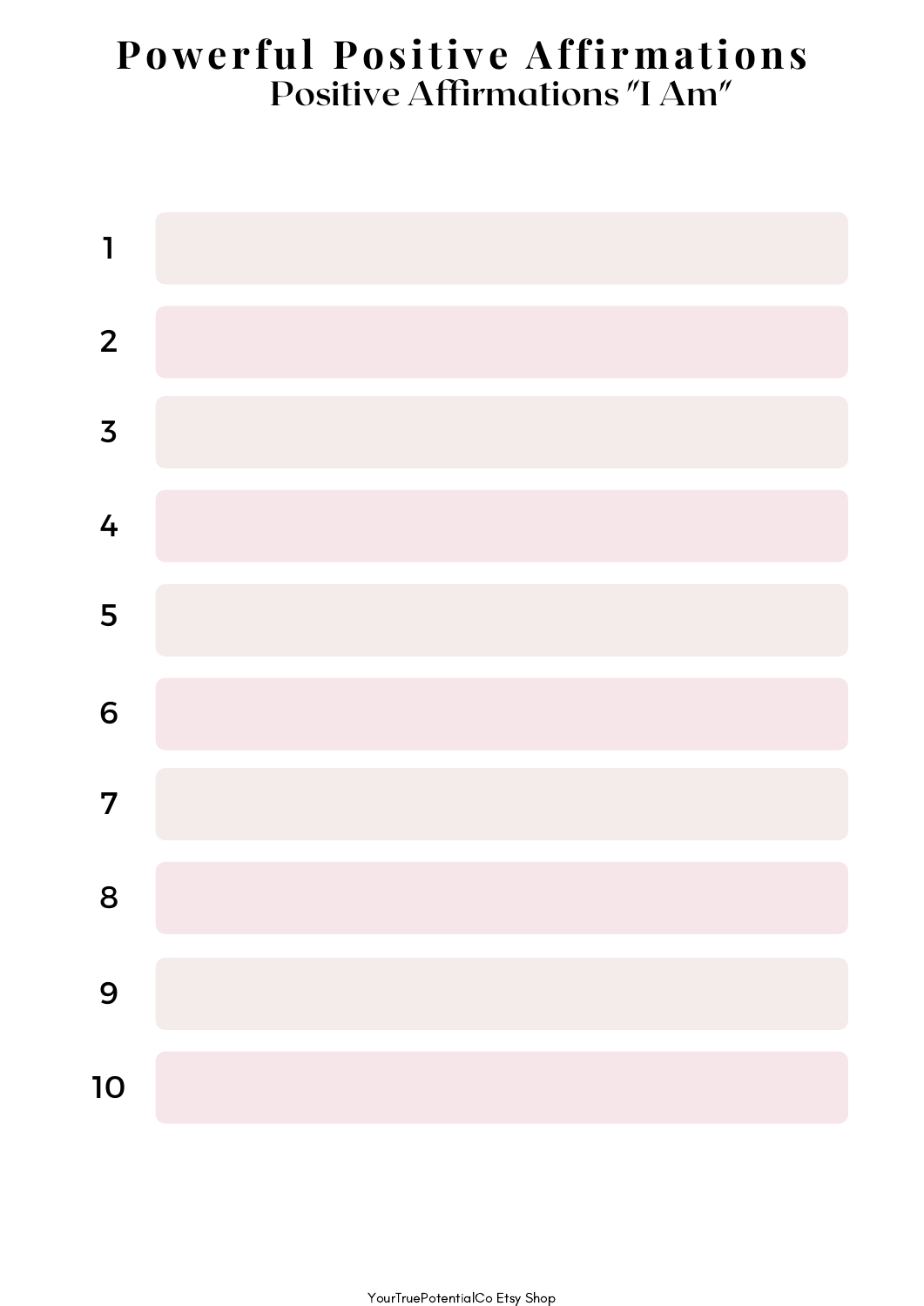# Powerful Positive Affirmations

## Positive Affirmations "I Am"

1. 
2. 
3. 
4. 
5. 
6. 
7. 
8. 
9. 
10. 

YourTruePotentialCo Etsy Shop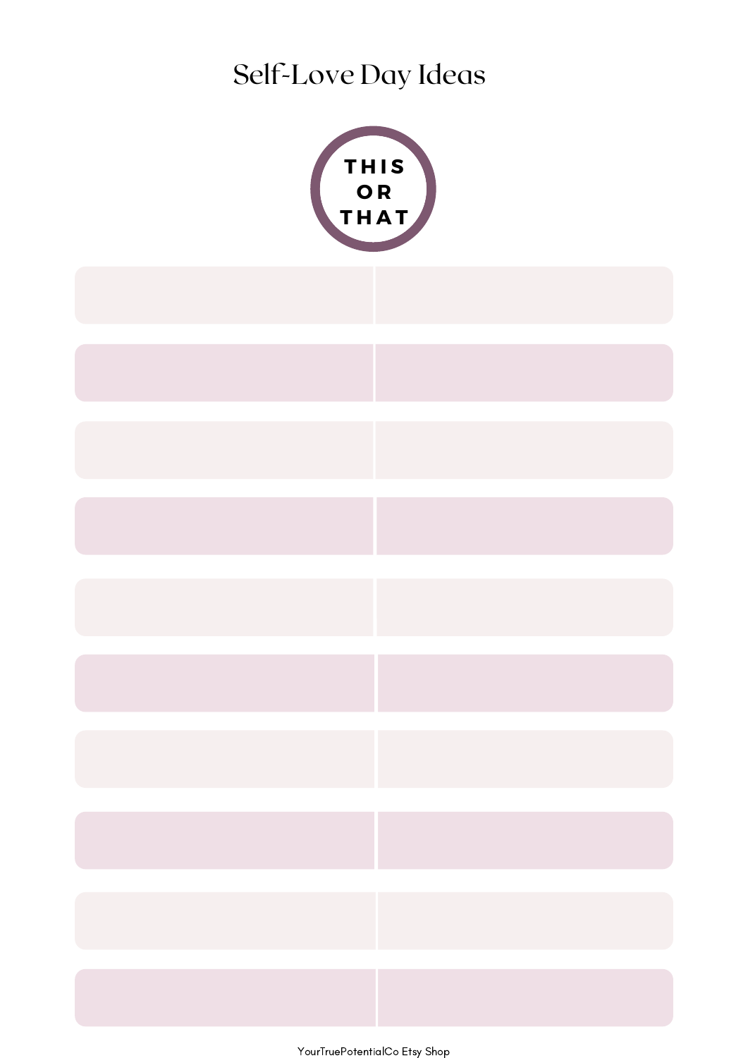# Self-Love Day Ideas

**THIS OR THAT**

| | |
|---|---|
| | |
| | |
| | |
| | |
| | |
| | |
| | |
| | |
| | |
| | |

YourTruePotentialCo Etsy Shop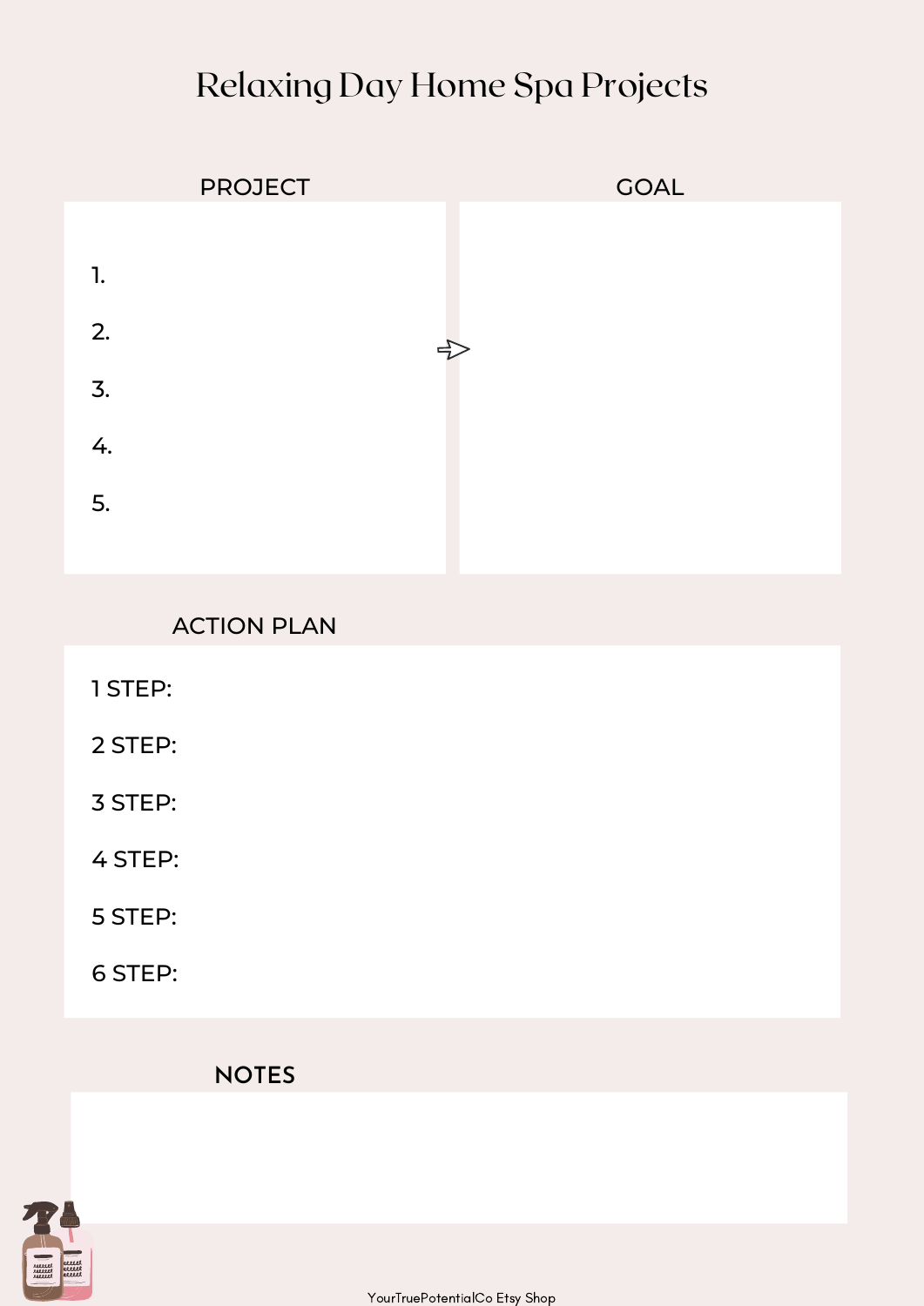# Relaxing Day Home Spa Projects

## PROJECT

1.
2.
3.
4.
5.

## GOAL

## ACTION PLAN

1 STEP:

2 STEP:

3 STEP:

4 STEP:

5 STEP:

6 STEP:

## NOTES

YourTruePotentialCo Etsy Shop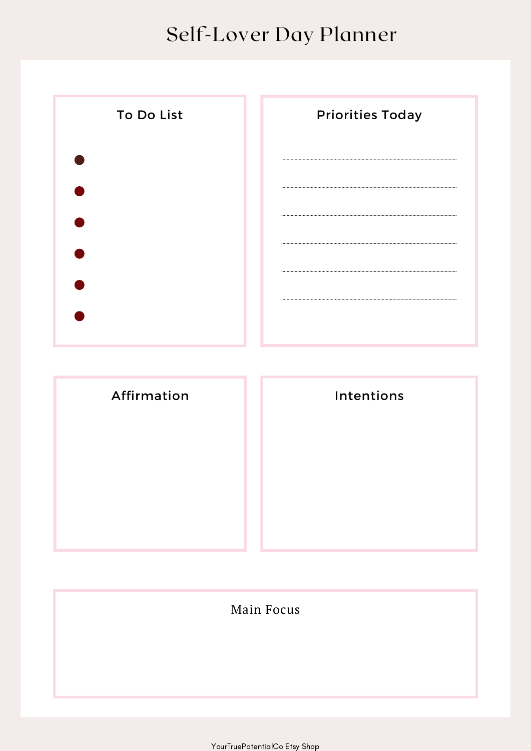# Self-Lover Day Planner

## To Do List

- 
- 
- 
- 
- 
- 

## Priorities Today

## Affirmation

## Intentions

## Main Focus

YourTruePotentialCo Etsy Shop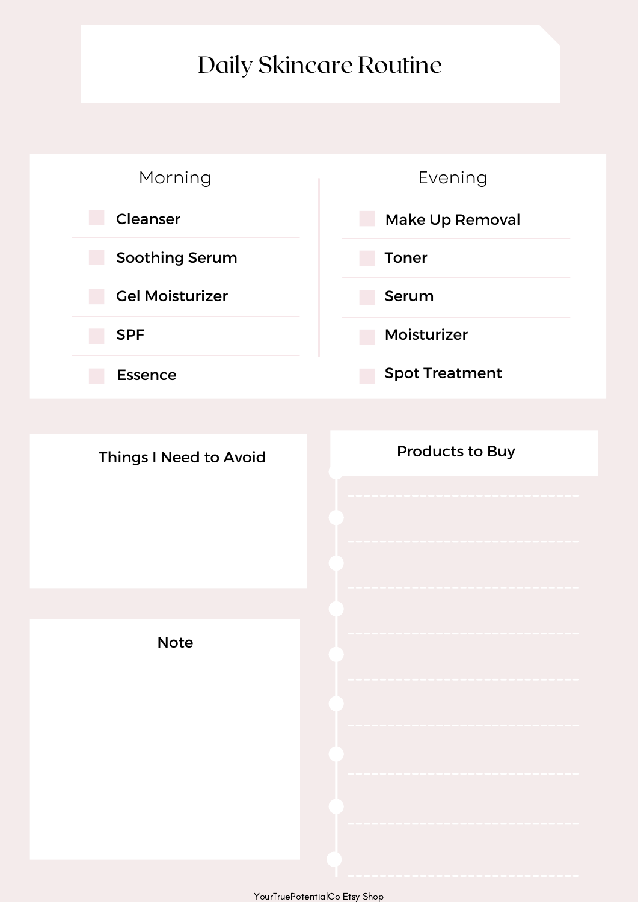# Daily Skincare Routine

## Morning

- [ ] Cleanser
- [ ] Soothing Serum
- [ ] Gel Moisturizer
- [ ] SPF
- [ ] Essence

## Evening

- [ ] Make Up Removal
- [ ] Toner
- [ ] Serum
- [ ] Moisturizer
- [ ] Spot Treatment

## Things I Need to Avoid

## Products to Buy

## Note

YourTruePotentialCo Etsy Shop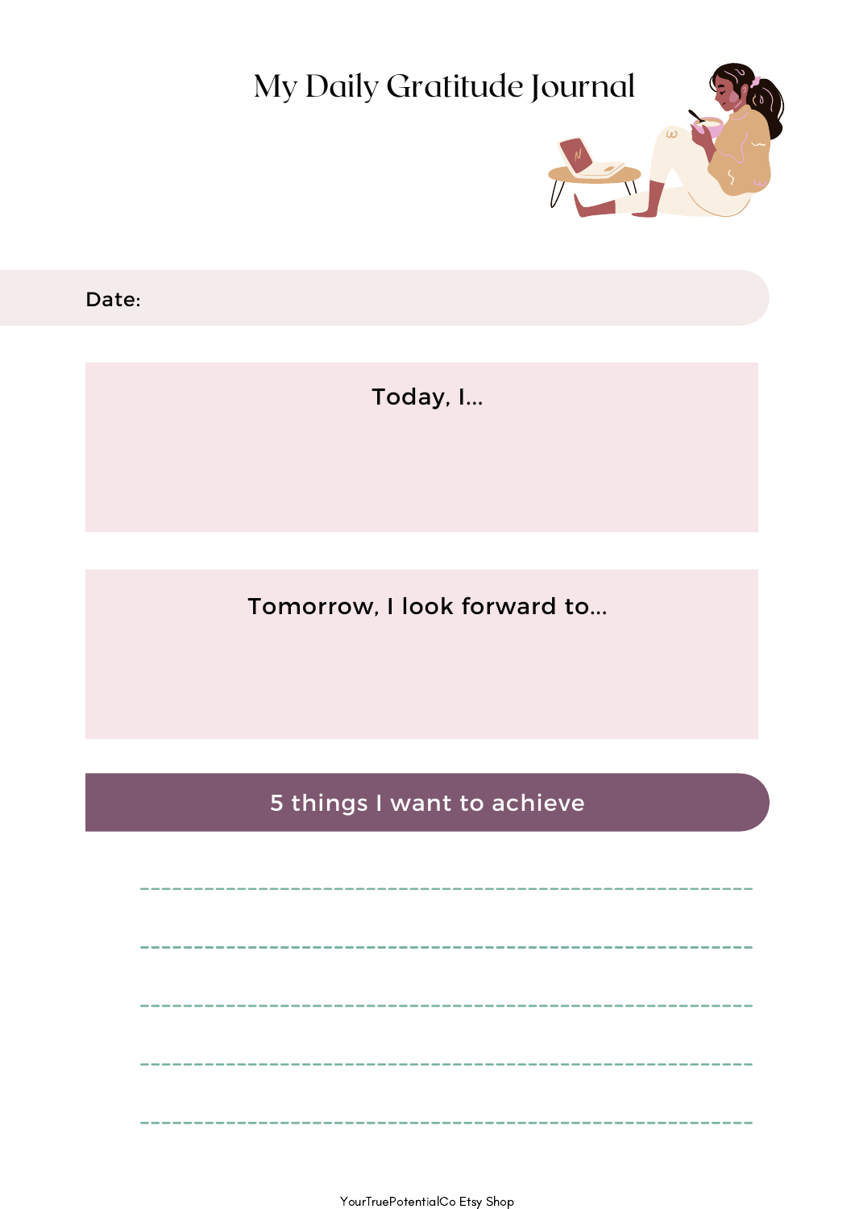# My Daily Gratitude Journal

**Date:**

**Today, I...**

**Tomorrow, I look forward to...**

## 5 things I want to achieve

---

---

---

---

---

YourTruePotentialCo Etsy Shop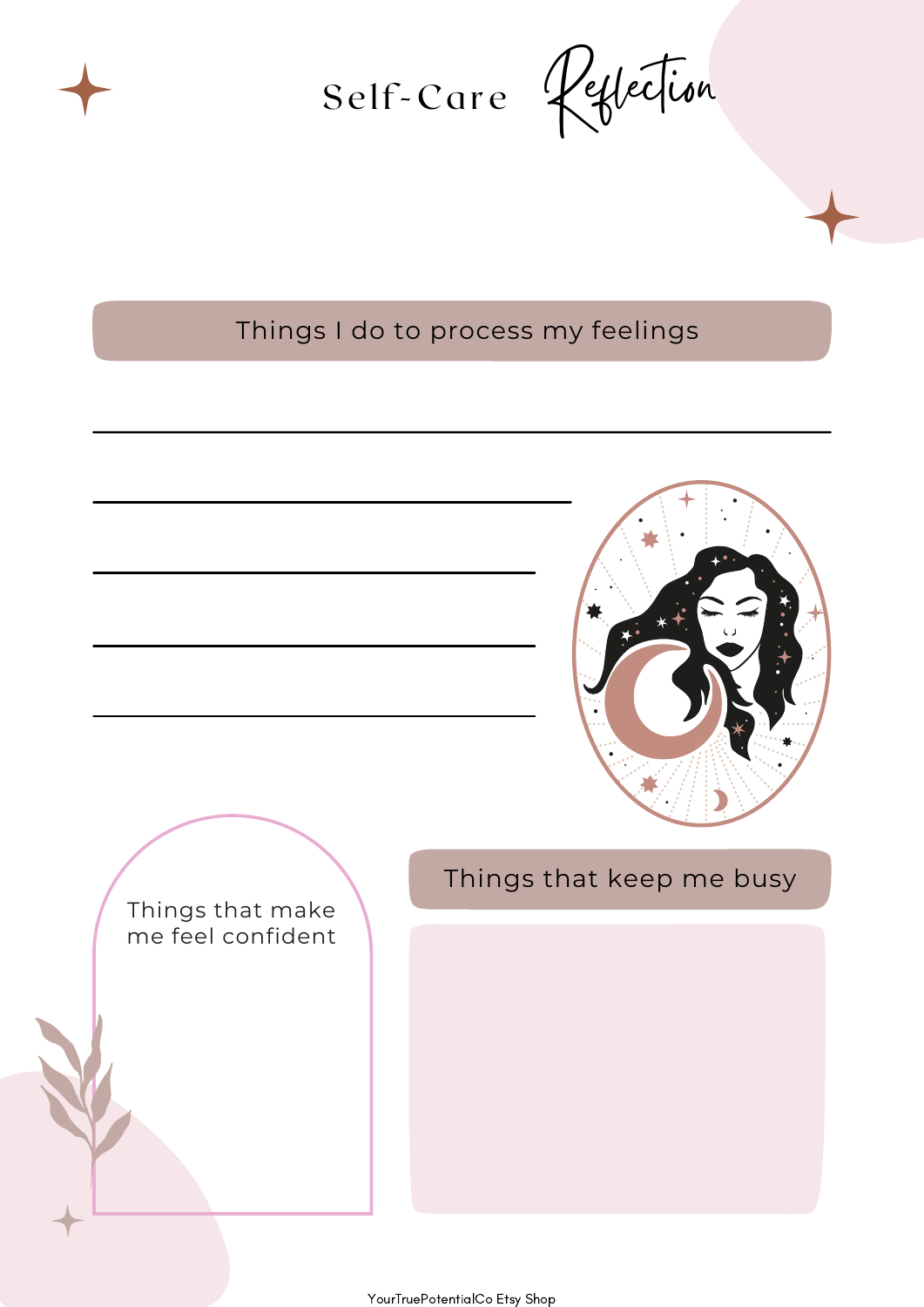# Self-Care Reflection

## Things I do to process my feelings

## Things that make me feel confident

## Things that keep me busy

YourTruePotentialCo Etsy Shop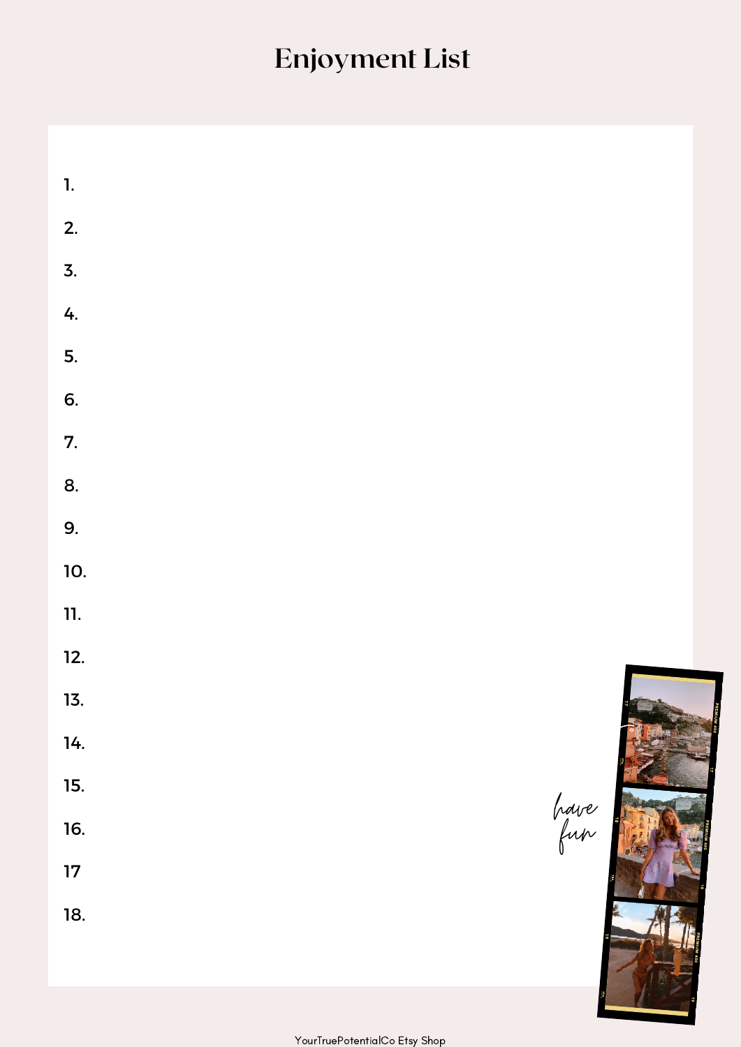# Enjoyment List

1.
2.
3.
4.
5.
6.
7.
8.
9.
10.
11.
12.
13.
14.
15.
16.
17
18.

have fun

YourTruePotentialCo Etsy Shop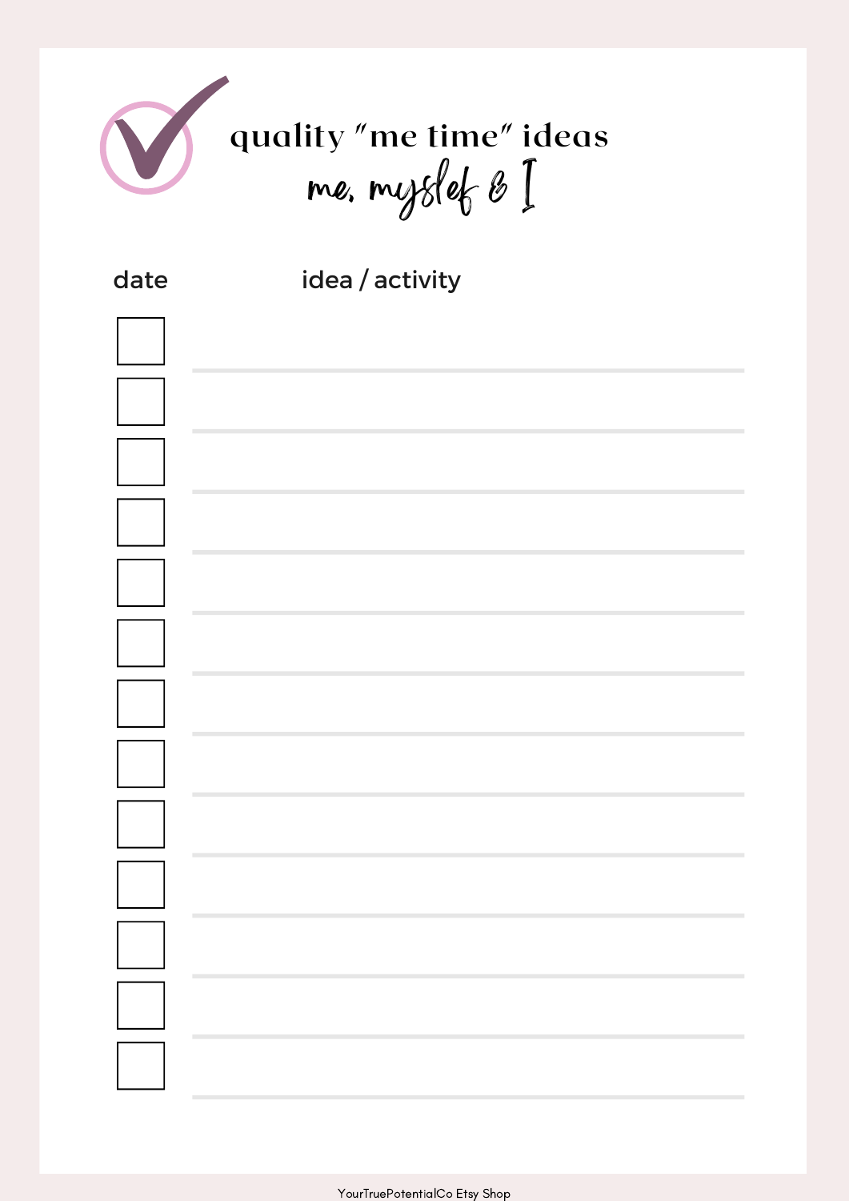# quality "me time" ideas

*me, myslef & I*

| date | idea / activity |
|---|---|
| ☐ | |
| ☐ | |
| ☐ | |
| ☐ | |
| ☐ | |
| ☐ | |
| ☐ | |
| ☐ | |
| ☐ | |
| ☐ | |
| ☐ | |
| ☐ | |
| ☐ | |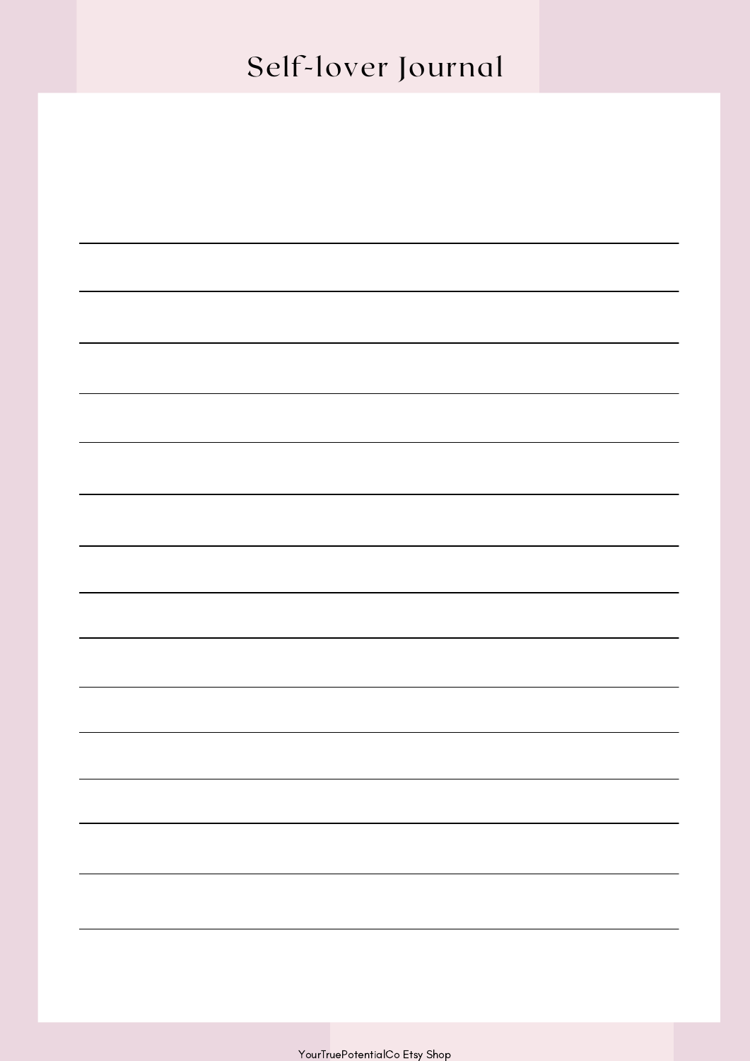# Self-lover Journal

YourTruePotentialCo Etsy Shop